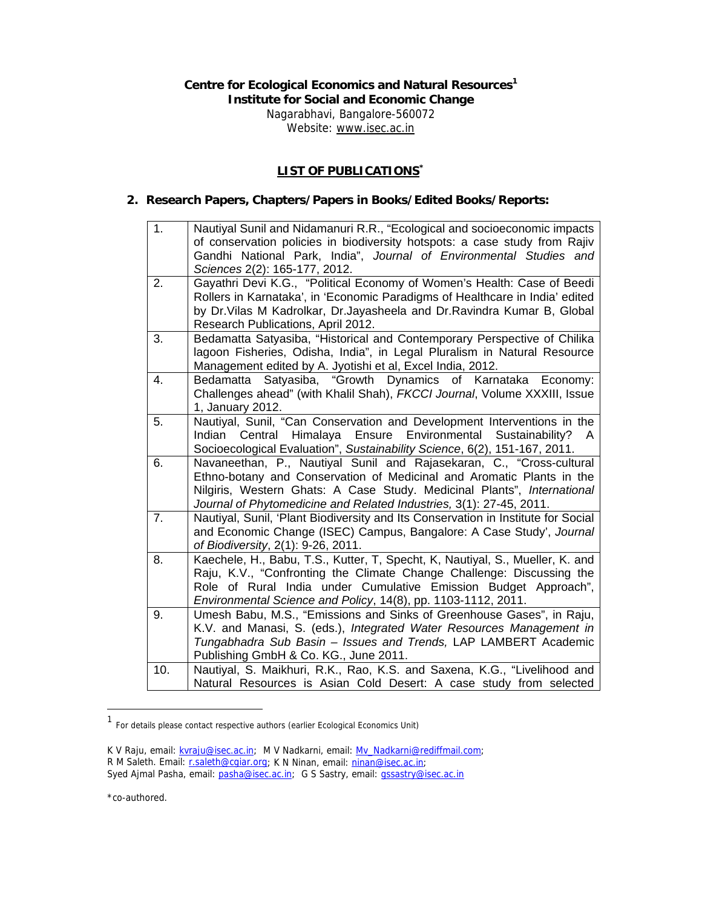**Centre for Ecological Economics and Natural Resources[1]**
**Institute for Social and Economic Change**
Nagarabhavi, Bangalore-560072
Website: www.isec.ac.in

## LIST OF PUBLICATIONS*

### 2. Research Papers, Chapters/Papers in Books/Edited Books/Reports:

| | |
|---|---|
| 1. | Nautiyal Sunil and Nidamanuri R.R., "Ecological and socioeconomic impacts of conservation policies in biodiversity hotspots: a case study from Rajiv Gandhi National Park, India", *Journal of Environmental Studies and Sciences* 2(2): 165-177, 2012. |
| 2. | Gayathri Devi K.G., "Political Economy of Women's Health: Case of Beedi Rollers in Karnataka', in 'Economic Paradigms of Healthcare in India' edited by Dr.Vilas M Kadrolkar, Dr.Jayasheela and Dr.Ravindra Kumar B, Global Research Publications, April 2012. |
| 3. | Bedamatta Satyasiba, "Historical and Contemporary Perspective of Chilika lagoon Fisheries, Odisha, India", in Legal Pluralism in Natural Resource Management edited by A. Jyotishi et al, Excel India, 2012. |
| 4. | Bedamatta Satyasiba, "Growth Dynamics of Karnataka Economy: Challenges ahead" (with Khalil Shah), *FKCCI Journal*, Volume XXXIII, Issue 1, January 2012. |
| 5. | Nautiyal, Sunil, "Can Conservation and Development Interventions in the Indian Central Himalaya Ensure Environmental Sustainability? A Socioecological Evaluation", *Sustainability Science*, 6(2), 151-167, 2011. |
| 6. | Navaneethan, P., Nautiyal Sunil and Rajasekaran, C., "Cross-cultural Ethno-botany and Conservation of Medicinal and Aromatic Plants in the Nilgiris, Western Ghats: A Case Study. Medicinal Plants", *International Journal of Phytomedicine and Related Industries,* 3(1): 27-45, 2011. |
| 7. | Nautiyal, Sunil, 'Plant Biodiversity and Its Conservation in Institute for Social and Economic Change (ISEC) Campus, Bangalore: A Case Study', *Journal of Biodiversity*, 2(1): 9-26, 2011. |
| 8. | Kaechele, H., Babu, T.S., Kutter, T, Specht, K, Nautiyal, S., Mueller, K. and Raju, K.V., "Confronting the Climate Change Challenge: Discussing the Role of Rural India under Cumulative Emission Budget Approach", *Environmental Science and Policy*, 14(8), pp. 1103-1112, 2011. |
| 9. | Umesh Babu, M.S., "Emissions and Sinks of Greenhouse Gases", in Raju, K.V. and Manasi, S. (eds.), *Integrated Water Resources Management in Tungabhadra Sub Basin – Issues and Trends,* LAP LAMBERT Academic Publishing GmbH & Co. KG., June 2011. |
| 10. | Nautiyal, S. Maikhuri, R.K., Rao, K.S. and Saxena, K.G., "Livelihood and Natural Resources is Asian Cold Desert: A case study from selected |

[1] For details please contact respective authors (earlier Ecological Economics Unit)

K V Raju, email: kvraju@isec.ac.in; M V Nadkarni, email: Mv_Nadkarni@rediffmail.com;
R M Saleth. Email: r.saleth@cgiar.org; K N Ninan, email: ninan@isec.ac.in;
Syed Ajmal Pasha, email: pasha@isec.ac.in; G S Sastry, email: gssastry@isec.ac.in

*co-authored.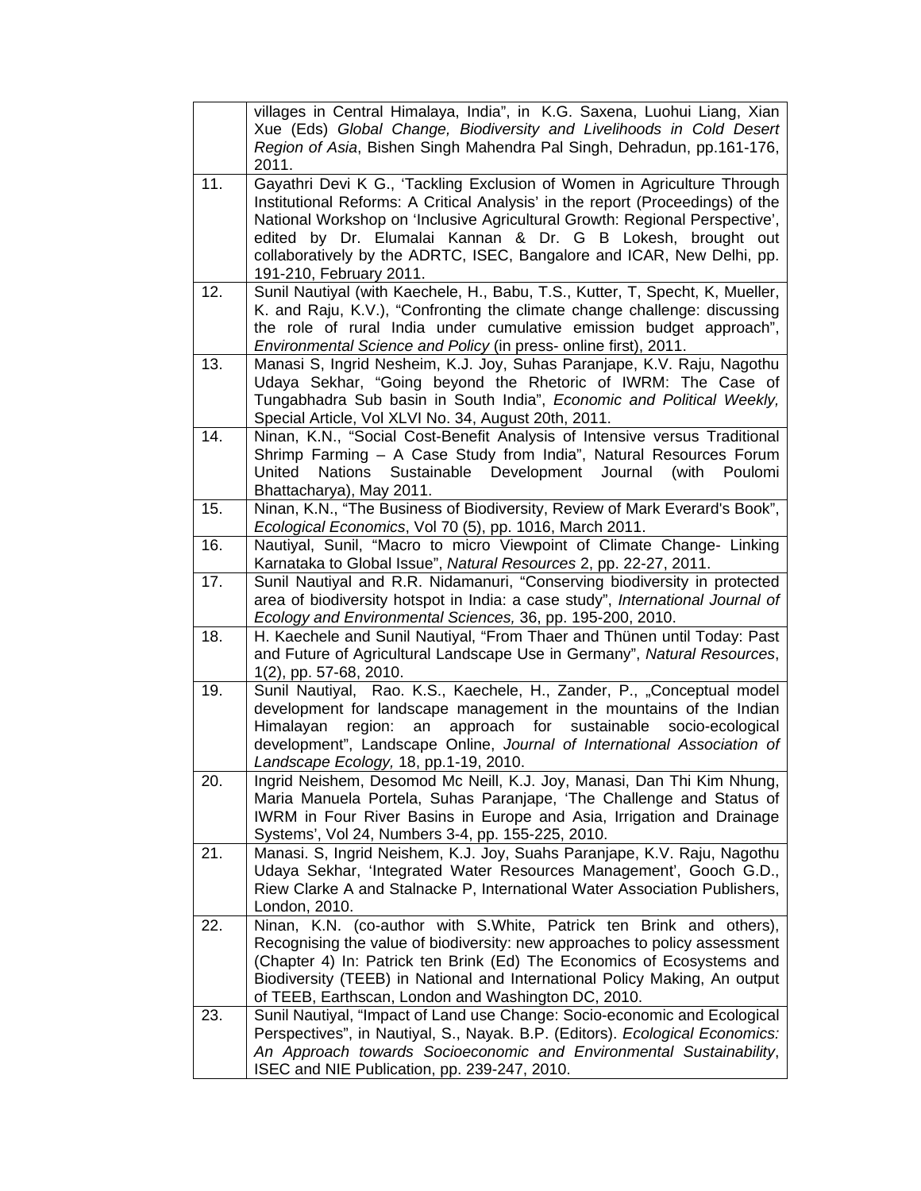| | |
|---|---|
| | villages in Central Himalaya, India", in K.G. Saxena, Luohui Liang, Xian Xue (Eds) *Global Change, Biodiversity and Livelihoods in Cold Desert Region of Asia*, Bishen Singh Mahendra Pal Singh, Dehradun, pp.161-176, 2011. |
| 11. | Gayathri Devi K G., 'Tackling Exclusion of Women in Agriculture Through Institutional Reforms: A Critical Analysis' in the report (Proceedings) of the National Workshop on 'Inclusive Agricultural Growth: Regional Perspective', edited by Dr. Elumalai Kannan & Dr. G B Lokesh, brought out collaboratively by the ADRTC, ISEC, Bangalore and ICAR, New Delhi, pp. 191-210, February 2011. |
| 12. | Sunil Nautiyal (with Kaechele, H., Babu, T.S., Kutter, T, Specht, K, Mueller, K. and Raju, K.V.), "Confronting the climate change challenge: discussing the role of rural India under cumulative emission budget approach", *Environmental Science and Policy* (in press- online first), 2011. |
| 13. | Manasi S, Ingrid Nesheim, K.J. Joy, Suhas Paranjape, K.V. Raju, Nagothu Udaya Sekhar, "Going beyond the Rhetoric of IWRM: The Case of Tungabhadra Sub basin in South India", *Economic and Political Weekly,* Special Article, Vol XLVI No. 34, August 20th, 2011. |
| 14. | Ninan, K.N., "Social Cost-Benefit Analysis of Intensive versus Traditional Shrimp Farming – A Case Study from India", Natural Resources Forum United Nations Sustainable Development Journal (with Poulomi Bhattacharya), May 2011. |
| 15. | Ninan, K.N., "The Business of Biodiversity, Review of Mark Everard's Book", *Ecological Economics*, Vol 70 (5), pp. 1016, March 2011. |
| 16. | Nautiyal, Sunil, "Macro to micro Viewpoint of Climate Change- Linking Karnataka to Global Issue", *Natural Resources* 2, pp. 22-27, 2011. |
| 17. | Sunil Nautiyal and R.R. Nidamanuri, "Conserving biodiversity in protected area of biodiversity hotspot in India: a case study", *International Journal of Ecology and Environmental Sciences,* 36, pp. 195-200, 2010. |
| 18. | H. Kaechele and Sunil Nautiyal, "From Thaer and Thünen until Today: Past and Future of Agricultural Landscape Use in Germany", *Natural Resources*, 1(2), pp. 57-68, 2010. |
| 19. | Sunil Nautiyal, Rao. K.S., Kaechele, H., Zander, P., „Conceptual model development for landscape management in the mountains of the Indian Himalayan region: an approach for sustainable socio-ecological development", Landscape Online, *Journal of International Association of Landscape Ecology,* 18, pp.1-19, 2010. |
| 20. | Ingrid Neishem, Desomod Mc Neill, K.J. Joy, Manasi, Dan Thi Kim Nhung, Maria Manuela Portela, Suhas Paranjape, 'The Challenge and Status of IWRM in Four River Basins in Europe and Asia, Irrigation and Drainage Systems', Vol 24, Numbers 3-4, pp. 155-225, 2010. |
| 21. | Manasi. S, Ingrid Neishem, K.J. Joy, Suahs Paranjape, K.V. Raju, Nagothu Udaya Sekhar, 'Integrated Water Resources Management', Gooch G.D., Riew Clarke A and Stalnacke P, International Water Association Publishers, London, 2010. |
| 22. | Ninan, K.N. (co-author with S.White, Patrick ten Brink and others), Recognising the value of biodiversity: new approaches to policy assessment (Chapter 4) In: Patrick ten Brink (Ed) The Economics of Ecosystems and Biodiversity (TEEB) in National and International Policy Making, An output of TEEB, Earthscan, London and Washington DC, 2010. |
| 23. | Sunil Nautiyal, "Impact of Land use Change: Socio-economic and Ecological Perspectives", in Nautiyal, S., Nayak. B.P. (Editors). *Ecological Economics: An Approach towards Socioeconomic and Environmental Sustainability*, ISEC and NIE Publication, pp. 239-247, 2010. |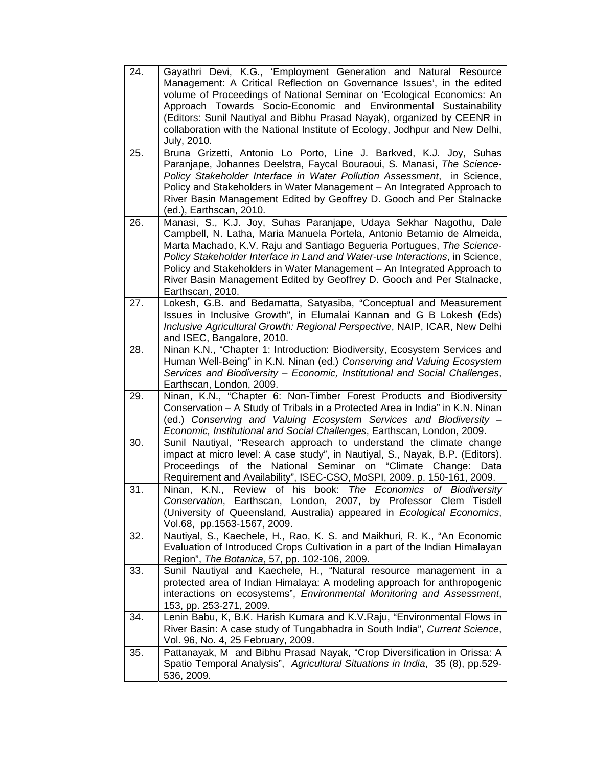| | |
|---|---|
| 24. | Gayathri Devi, K.G., 'Employment Generation and Natural Resource Management: A Critical Reflection on Governance Issues', in the edited volume of Proceedings of National Seminar on 'Ecological Economics: An Approach Towards Socio-Economic and Environmental Sustainability (Editors: Sunil Nautiyal and Bibhu Prasad Nayak), organized by CEENR in collaboration with the National Institute of Ecology, Jodhpur and New Delhi, July, 2010. |
| 25. | Bruna Grizetti, Antonio Lo Porto, Line J. Barkved, K.J. Joy, Suhas Paranjape, Johannes Deelstra, Faycal Bouraoui, S. Manasi, *The Science-Policy Stakeholder Interface in Water Pollution Assessment*, in Science, Policy and Stakeholders in Water Management – An Integrated Approach to River Basin Management Edited by Geoffrey D. Gooch and Per Stalnacke (ed.), Earthscan, 2010. |
| 26. | Manasi, S., K.J. Joy, Suhas Paranjape, Udaya Sekhar Nagothu, Dale Campbell, N. Latha, Maria Manuela Portela, Antonio Betamio de Almeida, Marta Machado, K.V. Raju and Santiago Begueria Portugues, *The Science-Policy Stakeholder Interface in Land and Water-use Interactions*, in Science, Policy and Stakeholders in Water Management – An Integrated Approach to River Basin Management Edited by Geoffrey D. Gooch and Per Stalnacke, Earthscan, 2010. |
| 27. | Lokesh, G.B. and Bedamatta, Satyasiba, "Conceptual and Measurement Issues in Inclusive Growth", in Elumalai Kannan and G B Lokesh (Eds) *Inclusive Agricultural Growth: Regional Perspective*, NAIP, ICAR, New Delhi and ISEC, Bangalore, 2010. |
| 28. | Ninan K.N., "Chapter 1: Introduction: Biodiversity, Ecosystem Services and Human Well-Being" in K.N. Ninan (ed.) *Conserving and Valuing Ecosystem Services and Biodiversity – Economic, Institutional and Social Challenges*, Earthscan, London, 2009. |
| 29. | Ninan, K.N., "Chapter 6: Non-Timber Forest Products and Biodiversity Conservation – A Study of Tribals in a Protected Area in India" in K.N. Ninan (ed.) *Conserving and Valuing Ecosystem Services and Biodiversity – Economic, Institutional and Social Challenges*, Earthscan, London, 2009. |
| 30. | Sunil Nautiyal, "Research approach to understand the climate change impact at micro level: A case study", in Nautiyal, S., Nayak, B.P. (Editors). Proceedings of the National Seminar on "Climate Change: Data Requirement and Availability", ISEC-CSO, MoSPI, 2009. p. 150-161, 2009. |
| 31. | Ninan, K.N., Review of his book: *The Economics of Biodiversity Conservation*, Earthscan, London, 2007, by Professor Clem Tisdell (University of Queensland, Australia) appeared in *Ecological Economics*, Vol.68, pp.1563-1567, 2009. |
| 32. | Nautiyal, S., Kaechele, H., Rao, K. S. and Maikhuri, R. K., "An Economic Evaluation of Introduced Crops Cultivation in a part of the Indian Himalayan Region", *The Botanica*, 57, pp. 102-106, 2009. |
| 33. | Sunil Nautiyal and Kaechele, H., "Natural resource management in a protected area of Indian Himalaya: A modeling approach for anthropogenic interactions on ecosystems", *Environmental Monitoring and Assessment*, 153, pp. 253-271, 2009. |
| 34. | Lenin Babu, K, B.K. Harish Kumara and K.V.Raju, "Environmental Flows in River Basin: A case study of Tungabhadra in South India", *Current Science*, Vol. 96, No. 4, 25 February, 2009. |
| 35. | Pattanayak, M and Bibhu Prasad Nayak, "Crop Diversification in Orissa: A Spatio Temporal Analysis", *Agricultural Situations in India*, 35 (8), pp.529-536, 2009. |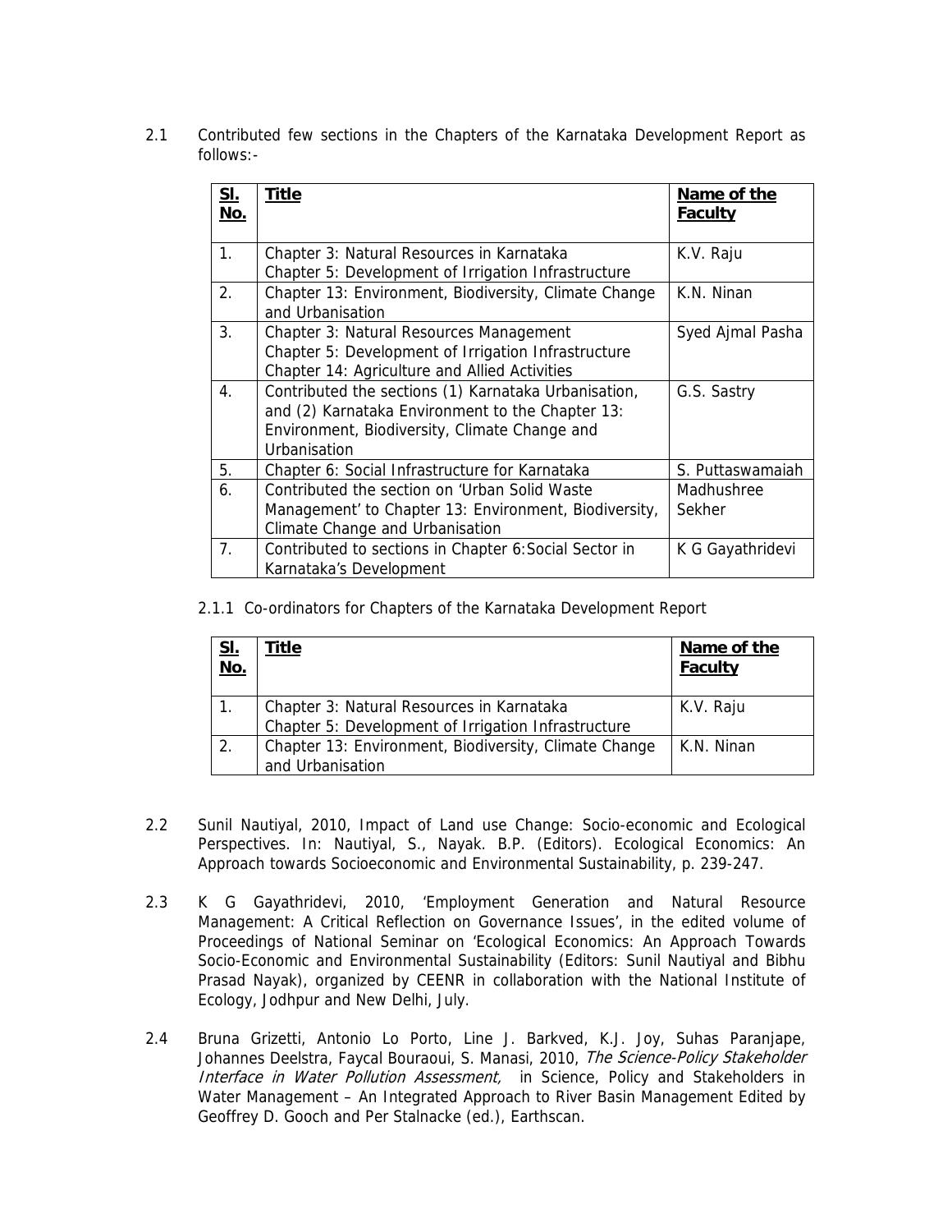2.1 Contributed few sections in the Chapters of the Karnataka Development Report as follows:-

| Sl. No. | Title | Name of the Faculty |
|---|---|---|
| 1. | Chapter 3: Natural Resources in Karnataka<br>Chapter 5: Development of Irrigation Infrastructure | K.V. Raju |
| 2. | Chapter 13: Environment, Biodiversity, Climate Change and Urbanisation | K.N. Ninan |
| 3. | Chapter 3: Natural Resources Management<br>Chapter 5: Development of Irrigation Infrastructure<br>Chapter 14: Agriculture and Allied Activities | Syed Ajmal Pasha |
| 4. | Contributed the sections (1) Karnataka Urbanisation, and (2) Karnataka Environment to the Chapter 13: Environment, Biodiversity, Climate Change and Urbanisation | G.S. Sastry |
| 5. | Chapter 6: Social Infrastructure for Karnataka | S. Puttaswamaiah |
| 6. | Contributed the section on 'Urban Solid Waste Management' to Chapter 13: Environment, Biodiversity, Climate Change and Urbanisation | Madhushree Sekher |
| 7. | Contributed to sections in Chapter 6:Social Sector in Karnataka's Development | K G Gayathridevi |

2.1.1 Co-ordinators for Chapters of the Karnataka Development Report

| Sl. No. | Title | Name of the Faculty |
|---|---|---|
| 1. | Chapter 3: Natural Resources in Karnataka<br>Chapter 5: Development of Irrigation Infrastructure | K.V. Raju |
| 2. | Chapter 13: Environment, Biodiversity, Climate Change and Urbanisation | K.N. Ninan |

2.2 Sunil Nautiyal, 2010, Impact of Land use Change: Socio-economic and Ecological Perspectives. In: Nautiyal, S., Nayak. B.P. (Editors). Ecological Economics: An Approach towards Socioeconomic and Environmental Sustainability, p. 239-247.

2.3 K G Gayathridevi, 2010, 'Employment Generation and Natural Resource Management: A Critical Reflection on Governance Issues', in the edited volume of Proceedings of National Seminar on 'Ecological Economics: An Approach Towards Socio-Economic and Environmental Sustainability (Editors: Sunil Nautiyal and Bibhu Prasad Nayak), organized by CEENR in collaboration with the National Institute of Ecology, Jodhpur and New Delhi, July.

2.4 Bruna Grizetti, Antonio Lo Porto, Line J. Barkved, K.J. Joy, Suhas Paranjape, Johannes Deelstra, Faycal Bouraoui, S. Manasi, 2010, *The Science-Policy Stakeholder Interface in Water Pollution Assessment,* in Science, Policy and Stakeholders in Water Management – An Integrated Approach to River Basin Management Edited by Geoffrey D. Gooch and Per Stalnacke (ed.), Earthscan.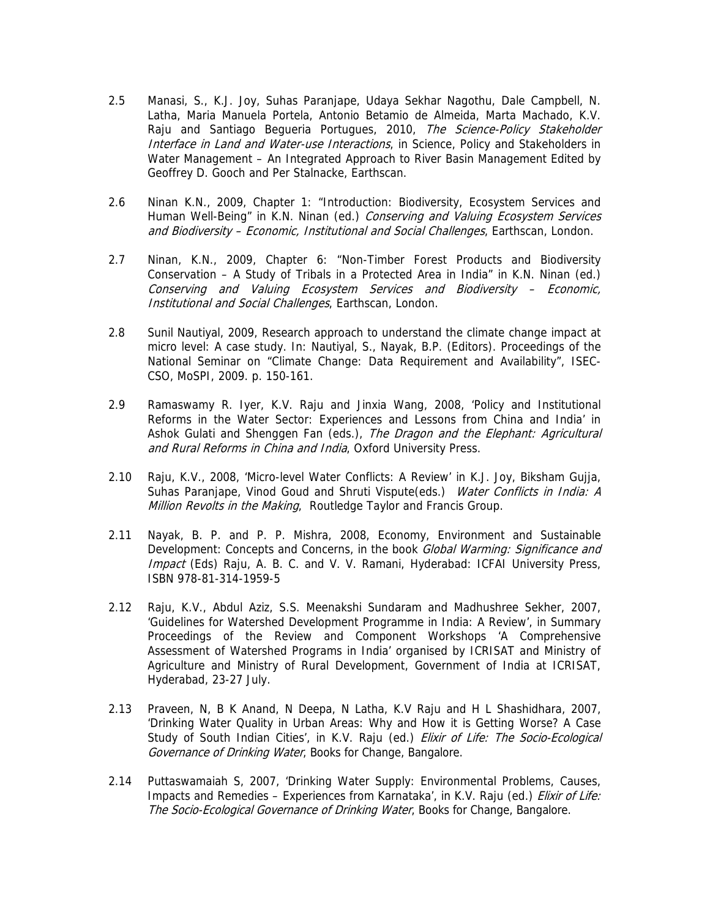2.5 Manasi, S., K.J. Joy, Suhas Paranjape, Udaya Sekhar Nagothu, Dale Campbell, N. Latha, Maria Manuela Portela, Antonio Betamio de Almeida, Marta Machado, K.V. Raju and Santiago Begueria Portugues, 2010, *The Science-Policy Stakeholder Interface in Land and Water-use Interactions*, in Science, Policy and Stakeholders in Water Management – An Integrated Approach to River Basin Management Edited by Geoffrey D. Gooch and Per Stalnacke, Earthscan.

2.6 Ninan K.N., 2009, Chapter 1: "Introduction: Biodiversity, Ecosystem Services and Human Well-Being" in K.N. Ninan (ed.) *Conserving and Valuing Ecosystem Services and Biodiversity – Economic, Institutional and Social Challenges*, Earthscan, London.

2.7 Ninan, K.N., 2009, Chapter 6: "Non-Timber Forest Products and Biodiversity Conservation – A Study of Tribals in a Protected Area in India" in K.N. Ninan (ed.) *Conserving and Valuing Ecosystem Services and Biodiversity – Economic, Institutional and Social Challenges*, Earthscan, London.

2.8 Sunil Nautiyal, 2009, Research approach to understand the climate change impact at micro level: A case study. In: Nautiyal, S., Nayak, B.P. (Editors). Proceedings of the National Seminar on "Climate Change: Data Requirement and Availability", ISEC-CSO, MoSPI, 2009. p. 150-161.

2.9 Ramaswamy R. Iyer, K.V. Raju and Jinxia Wang, 2008, 'Policy and Institutional Reforms in the Water Sector: Experiences and Lessons from China and India' in Ashok Gulati and Shenggen Fan (eds.), *The Dragon and the Elephant: Agricultural and Rural Reforms in China and India*, Oxford University Press.

2.10 Raju, K.V., 2008, 'Micro-level Water Conflicts: A Review' in K.J. Joy, Biksham Gujja, Suhas Paranjape, Vinod Goud and Shruti Vispute(eds.) *Water Conflicts in India: A Million Revolts in the Making*, Routledge Taylor and Francis Group.

2.11 Nayak, B. P. and P. P. Mishra, 2008, Economy, Environment and Sustainable Development: Concepts and Concerns, in the book *Global Warming: Significance and Impact* (Eds) Raju, A. B. C. and V. V. Ramani, Hyderabad: ICFAI University Press, ISBN 978-81-314-1959-5

2.12 Raju, K.V., Abdul Aziz, S.S. Meenakshi Sundaram and Madhushree Sekher, 2007, 'Guidelines for Watershed Development Programme in India: A Review', in Summary Proceedings of the Review and Component Workshops 'A Comprehensive Assessment of Watershed Programs in India' organised by ICRISAT and Ministry of Agriculture and Ministry of Rural Development, Government of India at ICRISAT, Hyderabad, 23-27 July.

2.13 Praveen, N, B K Anand, N Deepa, N Latha, K.V Raju and H L Shashidhara, 2007, 'Drinking Water Quality in Urban Areas: Why and How it is Getting Worse? A Case Study of South Indian Cities', in K.V. Raju (ed.) *Elixir of Life: The Socio-Ecological Governance of Drinking Water*, Books for Change, Bangalore.

2.14 Puttaswamaiah S, 2007, 'Drinking Water Supply: Environmental Problems, Causes, Impacts and Remedies – Experiences from Karnataka', in K.V. Raju (ed.) *Elixir of Life: The Socio-Ecological Governance of Drinking Water*, Books for Change, Bangalore.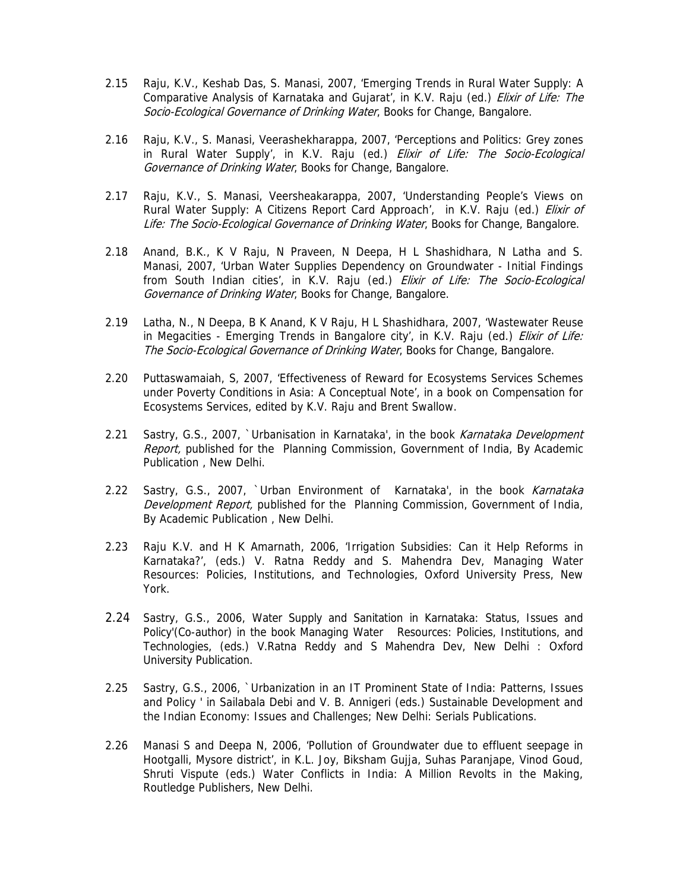2.15 Raju, K.V., Keshab Das, S. Manasi, 2007, 'Emerging Trends in Rural Water Supply: A Comparative Analysis of Karnataka and Gujarat', in K.V. Raju (ed.) *Elixir of Life: The Socio-Ecological Governance of Drinking Water*, Books for Change, Bangalore.

2.16 Raju, K.V., S. Manasi, Veerashekharappa, 2007, 'Perceptions and Politics: Grey zones in Rural Water Supply', in K.V. Raju (ed.) *Elixir of Life: The Socio-Ecological Governance of Drinking Water*, Books for Change, Bangalore.

2.17 Raju, K.V., S. Manasi, Veersheakarappa, 2007, 'Understanding People's Views on Rural Water Supply: A Citizens Report Card Approach', in K.V. Raju (ed.) *Elixir of Life: The Socio-Ecological Governance of Drinking Water*, Books for Change, Bangalore.

2.18 Anand, B.K., K V Raju, N Praveen, N Deepa, H L Shashidhara, N Latha and S. Manasi, 2007, 'Urban Water Supplies Dependency on Groundwater - Initial Findings from South Indian cities', in K.V. Raju (ed.) *Elixir of Life: The Socio-Ecological Governance of Drinking Water*, Books for Change, Bangalore.

2.19 Latha, N., N Deepa, B K Anand, K V Raju, H L Shashidhara, 2007, 'Wastewater Reuse in Megacities - Emerging Trends in Bangalore city', in K.V. Raju (ed.) *Elixir of Life: The Socio-Ecological Governance of Drinking Water*, Books for Change, Bangalore.

2.20 Puttaswamaiah, S, 2007, 'Effectiveness of Reward for Ecosystems Services Schemes under Poverty Conditions in Asia: A Conceptual Note', in a book on Compensation for Ecosystems Services, edited by K.V. Raju and Brent Swallow.

2.21 Sastry, G.S., 2007, `Urbanisation in Karnataka', in the book *Karnataka Development Report,* published for the Planning Commission, Government of India, By Academic Publication , New Delhi.

2.22 Sastry, G.S., 2007, `Urban Environment of Karnataka', in the book *Karnataka Development Report,* published for the Planning Commission, Government of India, By Academic Publication , New Delhi.

2.23 Raju K.V. and H K Amarnath, 2006, 'Irrigation Subsidies: Can it Help Reforms in Karnataka?', (eds.) V. Ratna Reddy and S. Mahendra Dev, Managing Water Resources: Policies, Institutions, and Technologies, Oxford University Press, New York.

2.24 Sastry, G.S., 2006, Water Supply and Sanitation in Karnataka: Status, Issues and Policy'(Co-author) in the book Managing Water Resources: Policies, Institutions, and Technologies, (eds.) V.Ratna Reddy and S Mahendra Dev, New Delhi : Oxford University Publication.

2.25 Sastry, G.S., 2006, `Urbanization in an IT Prominent State of India: Patterns, Issues and Policy ' in Sailabala Debi and V. B. Annigeri (eds.) Sustainable Development and the Indian Economy: Issues and Challenges; New Delhi: Serials Publications.

2.26 Manasi S and Deepa N, 2006, 'Pollution of Groundwater due to effluent seepage in Hootgalli, Mysore district', in K.L. Joy, Biksham Gujja, Suhas Paranjape, Vinod Goud, Shruti Vispute (eds.) Water Conflicts in India: A Million Revolts in the Making, Routledge Publishers, New Delhi.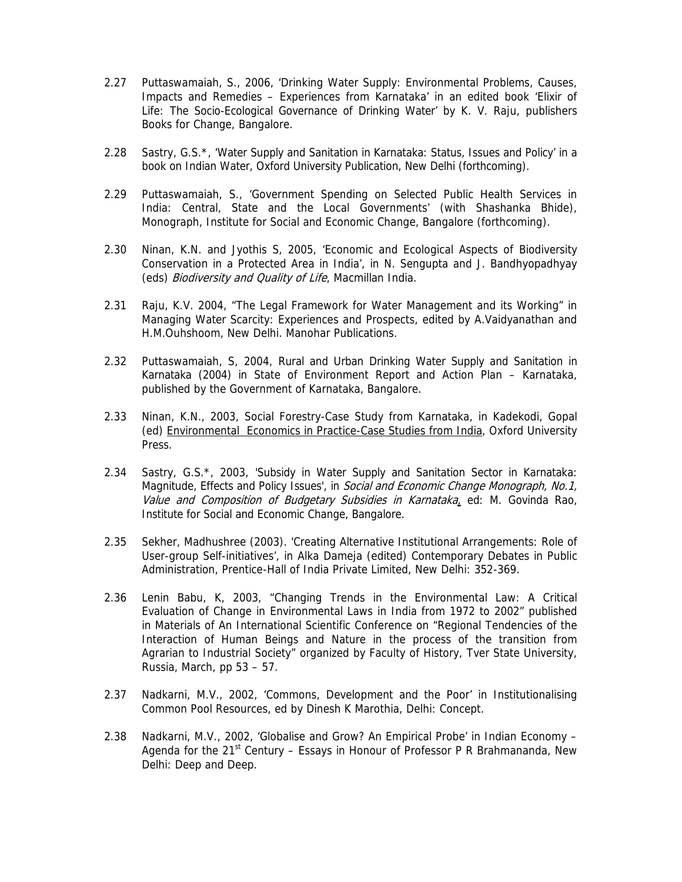2.27 Puttaswamaiah, S., 2006, 'Drinking Water Supply: Environmental Problems, Causes, Impacts and Remedies – Experiences from Karnataka' in an edited book 'Elixir of Life: The Socio-Ecological Governance of Drinking Water' by K. V. Raju, publishers Books for Change, Bangalore.

2.28 Sastry, G.S.*, 'Water Supply and Sanitation in Karnataka: Status, Issues and Policy' in a book on Indian Water, Oxford University Publication, New Delhi (forthcoming).

2.29 Puttaswamaiah, S., 'Government Spending on Selected Public Health Services in India: Central, State and the Local Governments' (with Shashanka Bhide), Monograph, Institute for Social and Economic Change, Bangalore (forthcoming).

2.30 Ninan, K.N. and Jyothis S, 2005, 'Economic and Ecological Aspects of Biodiversity Conservation in a Protected Area in India', in N. Sengupta and J. Bandhyopadhyay (eds) *Biodiversity and Quality of Life*, Macmillan India.

2.31 Raju, K.V. 2004, "The Legal Framework for Water Management and its Working" in Managing Water Scarcity: Experiences and Prospects, edited by A.Vaidyanathan and H.M.Ouhshoom, New Delhi. Manohar Publications.

2.32 Puttaswamaiah, S, 2004, Rural and Urban Drinking Water Supply and Sanitation in Karnataka (2004) in State of Environment Report and Action Plan – Karnataka, published by the Government of Karnataka, Bangalore.

2.33 Ninan, K.N., 2003, Social Forestry-Case Study from Karnataka, in Kadekodi, Gopal (ed) Environmental Economics in Practice-Case Studies from India, Oxford University Press.

2.34 Sastry, G.S.*, 2003, 'Subsidy in Water Supply and Sanitation Sector in Karnataka: Magnitude, Effects and Policy Issues', in *Social and Economic Change Monograph, No.1, Value and Composition of Budgetary Subsidies in Karnataka*, ed: M. Govinda Rao, Institute for Social and Economic Change, Bangalore.

2.35 Sekher, Madhushree (2003). 'Creating Alternative Institutional Arrangements: Role of User-group Self-initiatives', in Alka Dameja (edited) Contemporary Debates in Public Administration, Prentice-Hall of India Private Limited, New Delhi: 352-369.

2.36 Lenin Babu, K, 2003, "Changing Trends in the Environmental Law: A Critical Evaluation of Change in Environmental Laws in India from 1972 to 2002" published in Materials of An International Scientific Conference on "Regional Tendencies of the Interaction of Human Beings and Nature in the process of the transition from Agrarian to Industrial Society" organized by Faculty of History, Tver State University, Russia, March, pp 53 – 57.

2.37 Nadkarni, M.V., 2002, 'Commons, Development and the Poor' in Institutionalising Common Pool Resources, ed by Dinesh K Marothia, Delhi: Concept.

2.38 Nadkarni, M.V., 2002, 'Globalise and Grow? An Empirical Probe' in Indian Economy – Agenda for the 21st Century – Essays in Honour of Professor P R Brahmananda, New Delhi: Deep and Deep.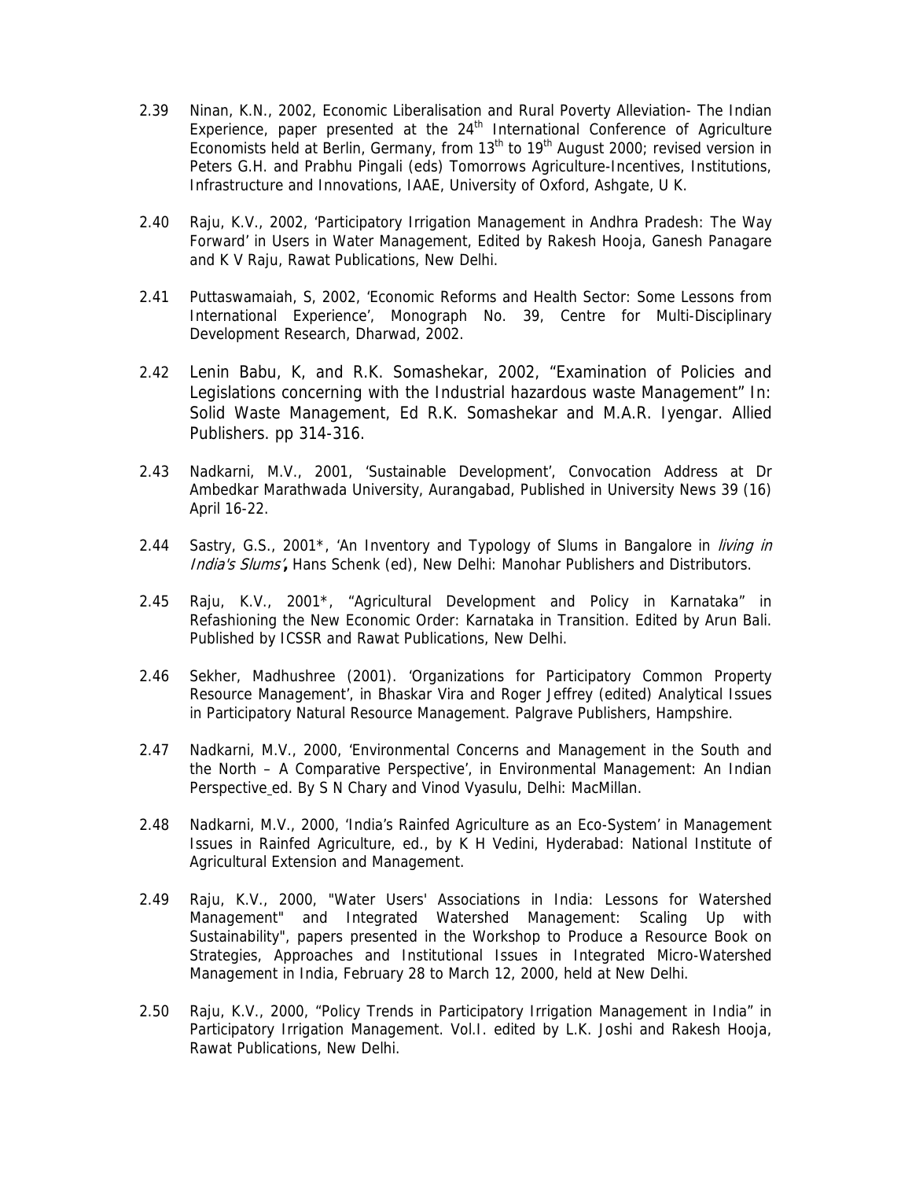2.39 Ninan, K.N., 2002, Economic Liberalisation and Rural Poverty Alleviation- The Indian Experience, paper presented at the 24th International Conference of Agriculture Economists held at Berlin, Germany, from 13th to 19th August 2000; revised version in Peters G.H. and Prabhu Pingali (eds) Tomorrows Agriculture-Incentives, Institutions, Infrastructure and Innovations, IAAE, University of Oxford, Ashgate, U K.

2.40 Raju, K.V., 2002, 'Participatory Irrigation Management in Andhra Pradesh: The Way Forward' in Users in Water Management, Edited by Rakesh Hooja, Ganesh Panagare and K V Raju, Rawat Publications, New Delhi.

2.41 Puttaswamaiah, S, 2002, 'Economic Reforms and Health Sector: Some Lessons from International Experience', Monograph No. 39, Centre for Multi-Disciplinary Development Research, Dharwad, 2002.

2.42 Lenin Babu, K, and R.K. Somashekar, 2002, "Examination of Policies and Legislations concerning with the Industrial hazardous waste Management" In: Solid Waste Management, Ed R.K. Somashekar and M.A.R. Iyengar. Allied Publishers. pp 314-316.

2.43 Nadkarni, M.V., 2001, 'Sustainable Development', Convocation Address at Dr Ambedkar Marathwada University, Aurangabad, Published in University News 39 (16) April 16-22.

2.44 Sastry, G.S., 2001*, 'An Inventory and Typology of Slums in Bangalore in *living in India's Slums'*, Hans Schenk (ed), New Delhi: Manohar Publishers and Distributors.

2.45 Raju, K.V., 2001*, "Agricultural Development and Policy in Karnataka" in Refashioning the New Economic Order: Karnataka in Transition. Edited by Arun Bali. Published by ICSSR and Rawat Publications, New Delhi.

2.46 Sekher, Madhushree (2001). 'Organizations for Participatory Common Property Resource Management', in Bhaskar Vira and Roger Jeffrey (edited) Analytical Issues in Participatory Natural Resource Management. Palgrave Publishers, Hampshire.

2.47 Nadkarni, M.V., 2000, 'Environmental Concerns and Management in the South and the North – A Comparative Perspective', in Environmental Management: An Indian Perspective ed. By S N Chary and Vinod Vyasulu, Delhi: MacMillan.

2.48 Nadkarni, M.V., 2000, 'India's Rainfed Agriculture as an Eco-System' in Management Issues in Rainfed Agriculture, ed., by K H Vedini, Hyderabad: National Institute of Agricultural Extension and Management.

2.49 Raju, K.V., 2000, "Water Users' Associations in India: Lessons for Watershed Management" and Integrated Watershed Management: Scaling Up with Sustainability", papers presented in the Workshop to Produce a Resource Book on Strategies, Approaches and Institutional Issues in Integrated Micro-Watershed Management in India, February 28 to March 12, 2000, held at New Delhi.

2.50 Raju, K.V., 2000, "Policy Trends in Participatory Irrigation Management in India" in Participatory Irrigation Management. Vol.I. edited by L.K. Joshi and Rakesh Hooja, Rawat Publications, New Delhi.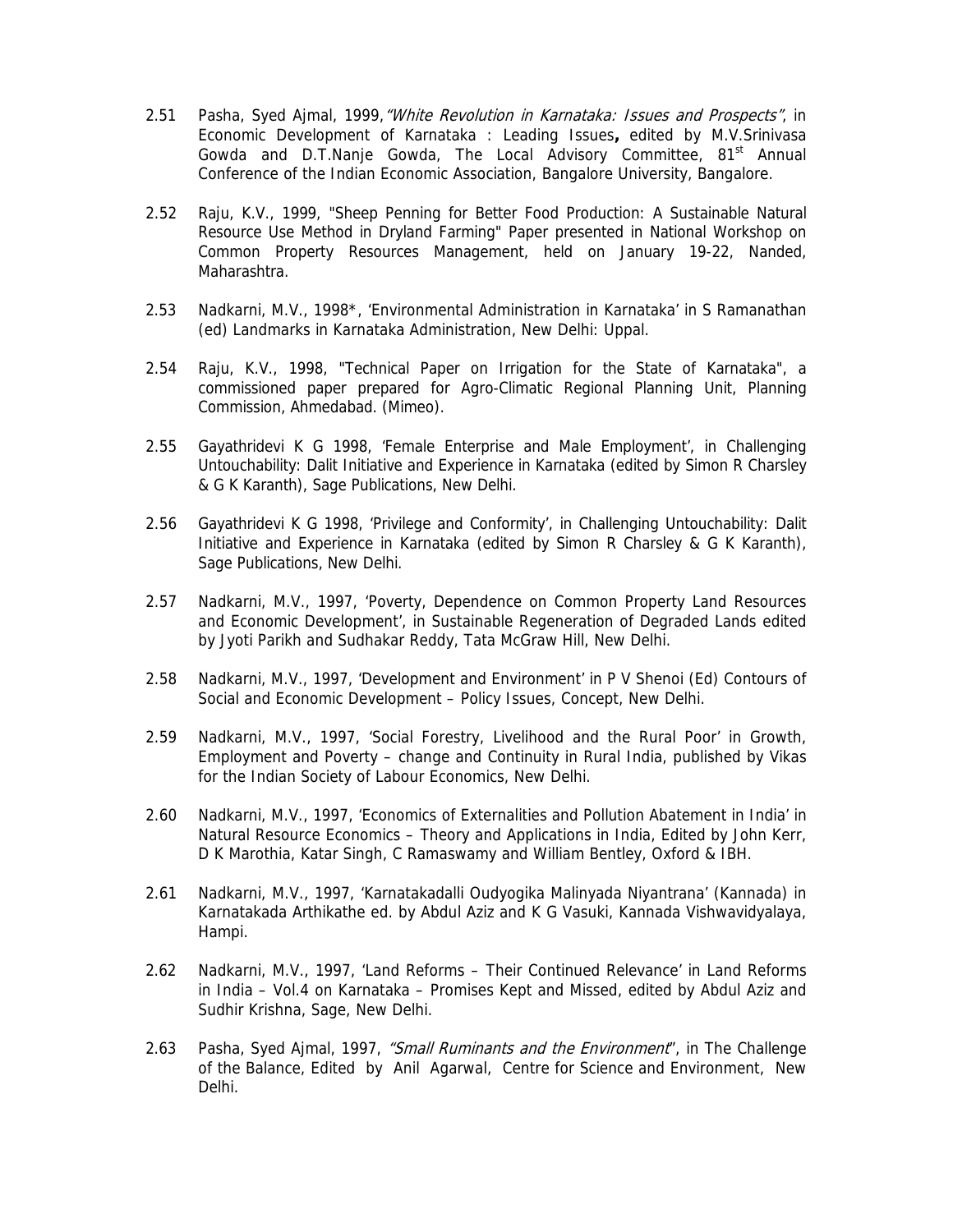2.51 Pasha, Syed Ajmal, 1999, *"White Revolution in Karnataka: Issues and Prospects"*, in Economic Development of Karnataka : Leading Issues**,** edited by M.V.Srinivasa Gowda and D.T.Nanje Gowda, The Local Advisory Committee, 81st Annual Conference of the Indian Economic Association, Bangalore University, Bangalore.

2.52 Raju, K.V., 1999, "Sheep Penning for Better Food Production: A Sustainable Natural Resource Use Method in Dryland Farming" Paper presented in National Workshop on Common Property Resources Management, held on January 19-22, Nanded, Maharashtra.

2.53 Nadkarni, M.V., 1998*, 'Environmental Administration in Karnataka' in S Ramanathan (ed) Landmarks in Karnataka Administration, New Delhi: Uppal.

2.54 Raju, K.V., 1998, "Technical Paper on Irrigation for the State of Karnataka", a commissioned paper prepared for Agro-Climatic Regional Planning Unit, Planning Commission, Ahmedabad. (Mimeo).

2.55 Gayathridevi K G 1998, 'Female Enterprise and Male Employment', in Challenging Untouchability: Dalit Initiative and Experience in Karnataka (edited by Simon R Charsley & G K Karanth), Sage Publications, New Delhi.

2.56 Gayathridevi K G 1998, 'Privilege and Conformity', in Challenging Untouchability: Dalit Initiative and Experience in Karnataka (edited by Simon R Charsley & G K Karanth), Sage Publications, New Delhi.

2.57 Nadkarni, M.V., 1997, 'Poverty, Dependence on Common Property Land Resources and Economic Development', in Sustainable Regeneration of Degraded Lands edited by Jyoti Parikh and Sudhakar Reddy, Tata McGraw Hill, New Delhi.

2.58 Nadkarni, M.V., 1997, 'Development and Environment' in P V Shenoi (Ed) Contours of Social and Economic Development – Policy Issues, Concept, New Delhi.

2.59 Nadkarni, M.V., 1997, 'Social Forestry, Livelihood and the Rural Poor' in Growth, Employment and Poverty – change and Continuity in Rural India, published by Vikas for the Indian Society of Labour Economics, New Delhi.

2.60 Nadkarni, M.V., 1997, 'Economics of Externalities and Pollution Abatement in India' in Natural Resource Economics – Theory and Applications in India, Edited by John Kerr, D K Marothia, Katar Singh, C Ramaswamy and William Bentley, Oxford & IBH.

2.61 Nadkarni, M.V., 1997, 'Karnatakadalli Oudyogika Malinyada Niyantrana' (Kannada) in Karnatakada Arthikathe ed. by Abdul Aziz and K G Vasuki, Kannada Vishwavidyalaya, Hampi.

2.62 Nadkarni, M.V., 1997, 'Land Reforms – Their Continued Relevance' in Land Reforms in India – Vol.4 on Karnataka – Promises Kept and Missed, edited by Abdul Aziz and Sudhir Krishna, Sage, New Delhi.

2.63 Pasha, Syed Ajmal, 1997, *"Small Ruminants and the Environment"*, in The Challenge of the Balance, Edited by Anil Agarwal, Centre for Science and Environment, New Delhi.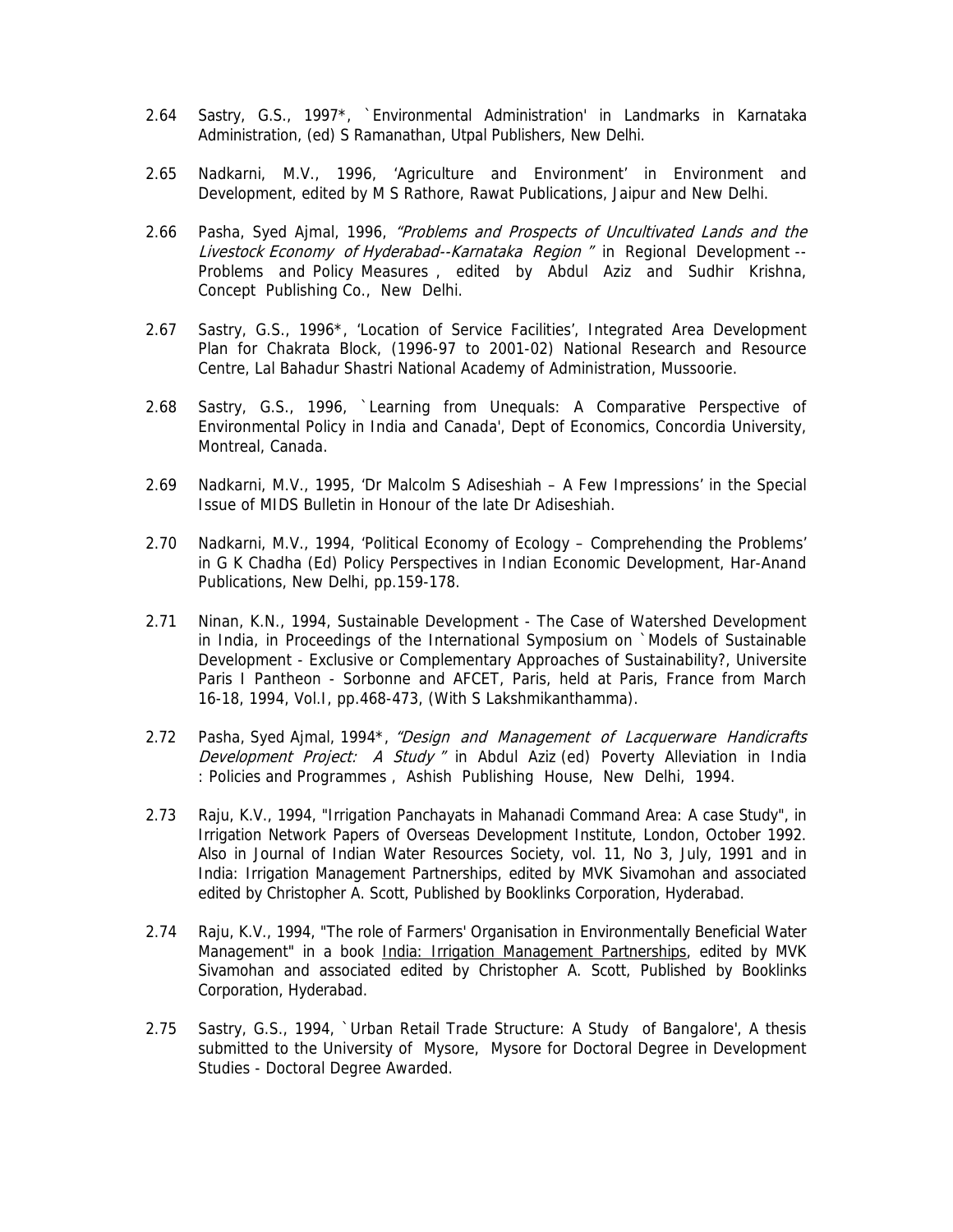2.64 Sastry, G.S., 1997*, `Environmental Administration' in Landmarks in Karnataka Administration, (ed) S Ramanathan, Utpal Publishers, New Delhi.

2.65 Nadkarni, M.V., 1996, 'Agriculture and Environment' in Environment and Development, edited by M S Rathore, Rawat Publications, Jaipur and New Delhi.

2.66 Pasha, Syed Ajmal, 1996, *"Problems and Prospects of Uncultivated Lands and the Livestock Economy of Hyderabad--Karnataka Region "* in Regional Development -- Problems and Policy Measures , edited by Abdul Aziz and Sudhir Krishna, Concept Publishing Co., New Delhi.

2.67 Sastry, G.S., 1996*, 'Location of Service Facilities', Integrated Area Development Plan for Chakrata Block, (1996-97 to 2001-02) National Research and Resource Centre, Lal Bahadur Shastri National Academy of Administration, Mussoorie.

2.68 Sastry, G.S., 1996, `Learning from Unequals: A Comparative Perspective of Environmental Policy in India and Canada', Dept of Economics, Concordia University, Montreal, Canada.

2.69 Nadkarni, M.V., 1995, 'Dr Malcolm S Adiseshiah – A Few Impressions' in the Special Issue of MIDS Bulletin in Honour of the late Dr Adiseshiah.

2.70 Nadkarni, M.V., 1994, 'Political Economy of Ecology – Comprehending the Problems' in G K Chadha (Ed) Policy Perspectives in Indian Economic Development, Har-Anand Publications, New Delhi, pp.159-178.

2.71 Ninan, K.N., 1994, Sustainable Development - The Case of Watershed Development in India, in Proceedings of the International Symposium on `Models of Sustainable Development - Exclusive or Complementary Approaches of Sustainability?, Universite Paris I Pantheon - Sorbonne and AFCET, Paris, held at Paris, France from March 16-18, 1994, Vol.I, pp.468-473, (With S Lakshmikanthamma).

2.72 Pasha, Syed Ajmal, 1994*, *"Design and Management of Lacquerware Handicrafts Development Project: A Study "* in Abdul Aziz (ed) Poverty Alleviation in India : Policies and Programmes , Ashish Publishing House, New Delhi, 1994.

2.73 Raju, K.V., 1994, "Irrigation Panchayats in Mahanadi Command Area: A case Study", in Irrigation Network Papers of Overseas Development Institute, London, October 1992. Also in Journal of Indian Water Resources Society, vol. 11, No 3, July, 1991 and in India: Irrigation Management Partnerships, edited by MVK Sivamohan and associated edited by Christopher A. Scott, Published by Booklinks Corporation, Hyderabad.

2.74 Raju, K.V., 1994, "The role of Farmers' Organisation in Environmentally Beneficial Water Management" in a book <u>India: Irrigation Management Partnerships</u>, edited by MVK Sivamohan and associated edited by Christopher A. Scott, Published by Booklinks Corporation, Hyderabad.

2.75 Sastry, G.S., 1994, `Urban Retail Trade Structure: A Study of Bangalore', A thesis submitted to the University of Mysore, Mysore for Doctoral Degree in Development Studies - Doctoral Degree Awarded.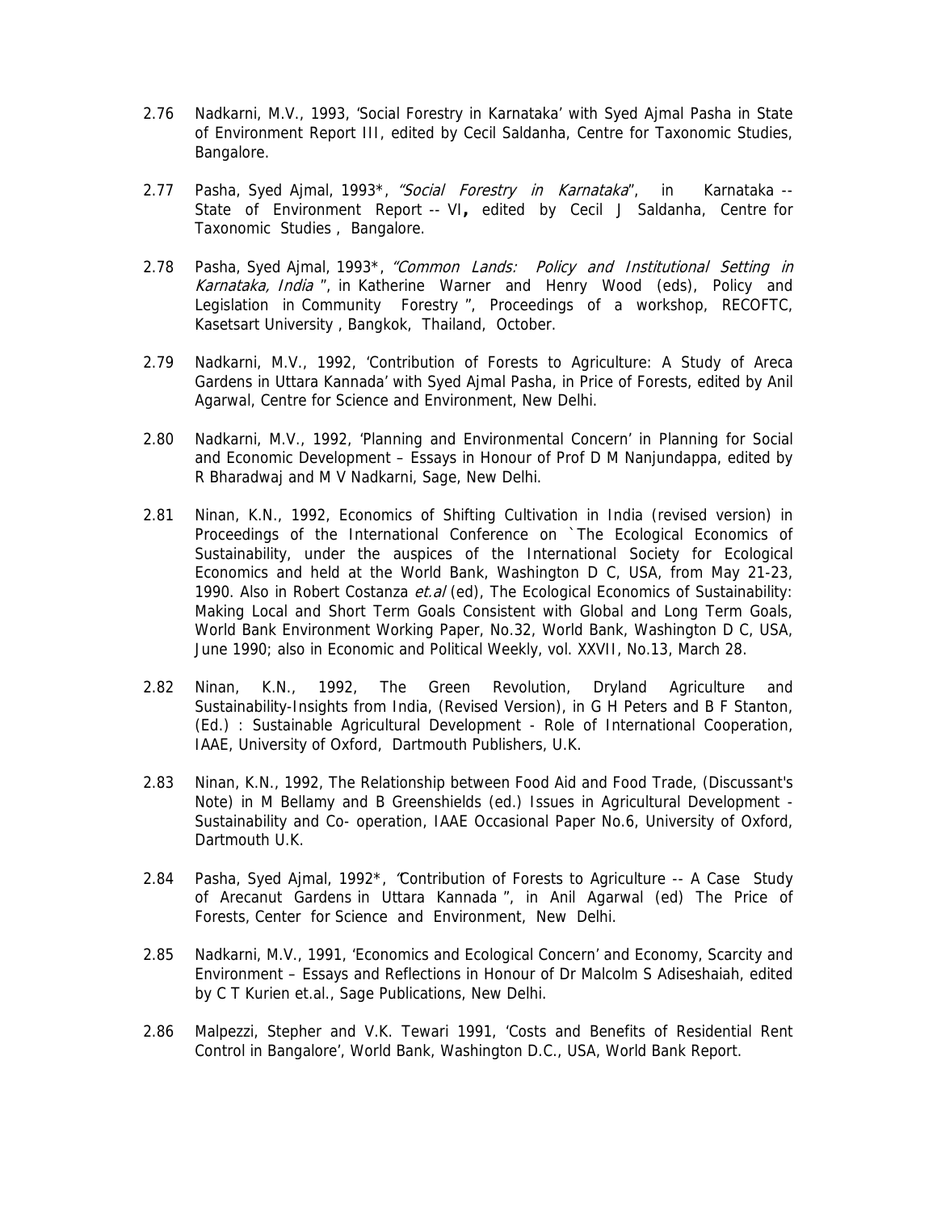2.76 Nadkarni, M.V., 1993, 'Social Forestry in Karnataka' with Syed Ajmal Pasha in State of Environment Report III, edited by Cecil Saldanha, Centre for Taxonomic Studies, Bangalore.

2.77 Pasha, Syed Ajmal, 1993*, *"Social Forestry in Karnataka"*, in Karnataka -- State of Environment Report -- VI**,** edited by Cecil J Saldanha, Centre for Taxonomic Studies , Bangalore.

2.78 Pasha, Syed Ajmal, 1993*, *"Common Lands: Policy and Institutional Setting in Karnataka, India "*, in Katherine Warner and Henry Wood (eds), Policy and Legislation in Community Forestry ", Proceedings of a workshop, RECOFTC, Kasetsart University , Bangkok, Thailand, October.

2.79 Nadkarni, M.V., 1992, 'Contribution of Forests to Agriculture: A Study of Areca Gardens in Uttara Kannada' with Syed Ajmal Pasha, in Price of Forests, edited by Anil Agarwal, Centre for Science and Environment, New Delhi.

2.80 Nadkarni, M.V., 1992, 'Planning and Environmental Concern' in Planning for Social and Economic Development – Essays in Honour of Prof D M Nanjundappa, edited by R Bharadwaj and M V Nadkarni, Sage, New Delhi.

2.81 Ninan, K.N., 1992, Economics of Shifting Cultivation in India (revised version) in Proceedings of the International Conference on `The Ecological Economics of Sustainability, under the auspices of the International Society for Ecological Economics and held at the World Bank, Washington D C, USA, from May 21-23, 1990. Also in Robert Costanza *et.al* (ed), The Ecological Economics of Sustainability: Making Local and Short Term Goals Consistent with Global and Long Term Goals, World Bank Environment Working Paper, No.32, World Bank, Washington D C, USA, June 1990; also in Economic and Political Weekly, vol. XXVII, No.13, March 28.

2.82 Ninan, K.N., 1992, The Green Revolution, Dryland Agriculture and Sustainability-Insights from India, (Revised Version), in G H Peters and B F Stanton, (Ed.) : Sustainable Agricultural Development - Role of International Cooperation, IAAE, University of Oxford, Dartmouth Publishers, U.K.

2.83 Ninan, K.N., 1992, The Relationship between Food Aid and Food Trade, (Discussant's Note) in M Bellamy and B Greenshields (ed.) Issues in Agricultural Development - Sustainability and Co- operation, IAAE Occasional Paper No.6, University of Oxford, Dartmouth U.K.

2.84 Pasha, Syed Ajmal, 1992*, "Contribution of Forests to Agriculture -- A Case Study of Arecanut Gardens in Uttara Kannada ", in Anil Agarwal (ed) The Price of Forests, Center for Science and Environment, New Delhi.

2.85 Nadkarni, M.V., 1991, 'Economics and Ecological Concern' and Economy, Scarcity and Environment – Essays and Reflections in Honour of Dr Malcolm S Adiseshaiah, edited by C T Kurien et.al., Sage Publications, New Delhi.

2.86 Malpezzi, Stepher and V.K. Tewari 1991, 'Costs and Benefits of Residential Rent Control in Bangalore', World Bank, Washington D.C., USA, World Bank Report.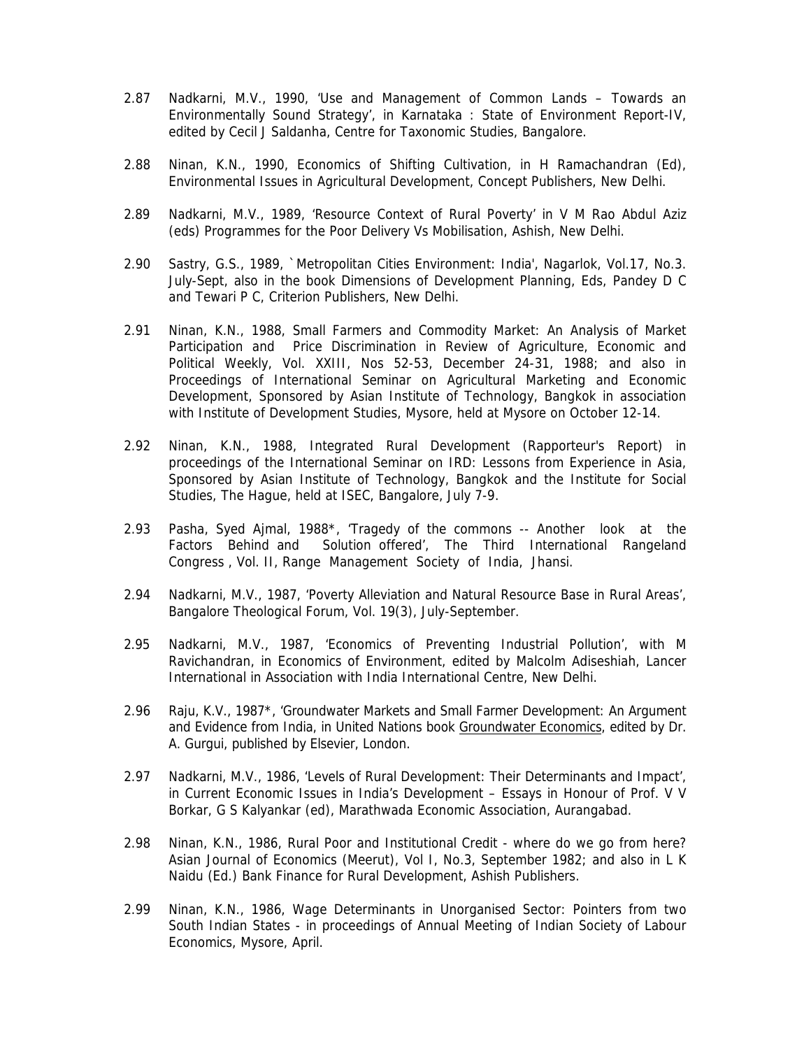2.87 Nadkarni, M.V., 1990, 'Use and Management of Common Lands – Towards an Environmentally Sound Strategy', in Karnataka : State of Environment Report-IV, edited by Cecil J Saldanha, Centre for Taxonomic Studies, Bangalore.

2.88 Ninan, K.N., 1990, Economics of Shifting Cultivation, in H Ramachandran (Ed), Environmental Issues in Agricultural Development, Concept Publishers, New Delhi.

2.89 Nadkarni, M.V., 1989, 'Resource Context of Rural Poverty' in V M Rao Abdul Aziz (eds) Programmes for the Poor Delivery Vs Mobilisation, Ashish, New Delhi.

2.90 Sastry, G.S., 1989, `Metropolitan Cities Environment: India', Nagarlok, Vol.17, No.3. July-Sept, also in the book Dimensions of Development Planning, Eds, Pandey D C and Tewari P C, Criterion Publishers, New Delhi.

2.91 Ninan, K.N., 1988, Small Farmers and Commodity Market: An Analysis of Market Participation and Price Discrimination in Review of Agriculture, Economic and Political Weekly, Vol. XXIII, Nos 52-53, December 24-31, 1988; and also in Proceedings of International Seminar on Agricultural Marketing and Economic Development, Sponsored by Asian Institute of Technology, Bangkok in association with Institute of Development Studies, Mysore, held at Mysore on October 12-14.

2.92 Ninan, K.N., 1988, Integrated Rural Development (Rapporteur's Report) in proceedings of the International Seminar on IRD: Lessons from Experience in Asia, Sponsored by Asian Institute of Technology, Bangkok and the Institute for Social Studies, The Hague, held at ISEC, Bangalore, July 7-9.

2.93 Pasha, Syed Ajmal, 1988*, 'Tragedy of the commons -- Another look at the Factors Behind and Solution offered', The Third International Rangeland Congress , Vol. II, Range Management Society of India, Jhansi.

2.94 Nadkarni, M.V., 1987, 'Poverty Alleviation and Natural Resource Base in Rural Areas', Bangalore Theological Forum, Vol. 19(3), July-September.

2.95 Nadkarni, M.V., 1987, 'Economics of Preventing Industrial Pollution', with M Ravichandran, in Economics of Environment, edited by Malcolm Adiseshiah, Lancer International in Association with India International Centre, New Delhi.

2.96 Raju, K.V., 1987*, 'Groundwater Markets and Small Farmer Development: An Argument and Evidence from India, in United Nations book Groundwater Economics, edited by Dr. A. Gurgui, published by Elsevier, London.

2.97 Nadkarni, M.V., 1986, 'Levels of Rural Development: Their Determinants and Impact', in Current Economic Issues in India's Development – Essays in Honour of Prof. V V Borkar, G S Kalyankar (ed), Marathwada Economic Association, Aurangabad.

2.98 Ninan, K.N., 1986, Rural Poor and Institutional Credit - where do we go from here? Asian Journal of Economics (Meerut), Vol I, No.3, September 1982; and also in L K Naidu (Ed.) Bank Finance for Rural Development, Ashish Publishers.

2.99 Ninan, K.N., 1986, Wage Determinants in Unorganised Sector: Pointers from two South Indian States - in proceedings of Annual Meeting of Indian Society of Labour Economics, Mysore, April.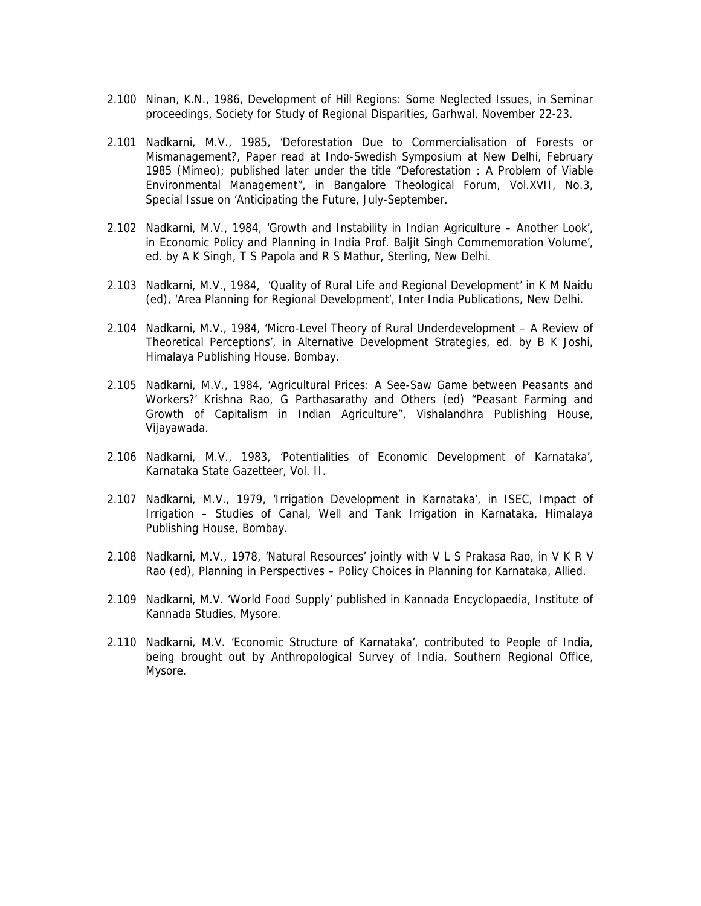2.100 Ninan, K.N., 1986, Development of Hill Regions: Some Neglected Issues, in Seminar proceedings, Society for Study of Regional Disparities, Garhwal, November 22-23.

2.101 Nadkarni, M.V., 1985, 'Deforestation Due to Commercialisation of Forests or Mismanagement?, Paper read at Indo-Swedish Symposium at New Delhi, February 1985 (Mimeo); published later under the title "Deforestation : A Problem of Viable Environmental Management", in Bangalore Theological Forum, Vol.XVII, No.3, Special Issue on 'Anticipating the Future, July-September.

2.102 Nadkarni, M.V., 1984, 'Growth and Instability in Indian Agriculture – Another Look', in Economic Policy and Planning in India Prof. Baljit Singh Commemoration Volume', ed. by A K Singh, T S Papola and R S Mathur, Sterling, New Delhi.

2.103 Nadkarni, M.V., 1984, 'Quality of Rural Life and Regional Development' in K M Naidu (ed), 'Area Planning for Regional Development', Inter India Publications, New Delhi.

2.104 Nadkarni, M.V., 1984, 'Micro-Level Theory of Rural Underdevelopment – A Review of Theoretical Perceptions', in Alternative Development Strategies, ed. by B K Joshi, Himalaya Publishing House, Bombay.

2.105 Nadkarni, M.V., 1984, 'Agricultural Prices: A See-Saw Game between Peasants and Workers?' Krishna Rao, G Parthasarathy and Others (ed) "Peasant Farming and Growth of Capitalism in Indian Agriculture", Vishalandhra Publishing House, Vijayawada.

2.106 Nadkarni, M.V., 1983, 'Potentialities of Economic Development of Karnataka', Karnataka State Gazetteer, Vol. II.

2.107 Nadkarni, M.V., 1979, 'Irrigation Development in Karnataka', in ISEC, Impact of Irrigation – Studies of Canal, Well and Tank Irrigation in Karnataka, Himalaya Publishing House, Bombay.

2.108 Nadkarni, M.V., 1978, 'Natural Resources' jointly with V L S Prakasa Rao, in V K R V Rao (ed), Planning in Perspectives – Policy Choices in Planning for Karnataka, Allied.

2.109 Nadkarni, M.V. 'World Food Supply' published in Kannada Encyclopaedia, Institute of Kannada Studies, Mysore.

2.110 Nadkarni, M.V. 'Economic Structure of Karnataka', contributed to People of India, being brought out by Anthropological Survey of India, Southern Regional Office, Mysore.